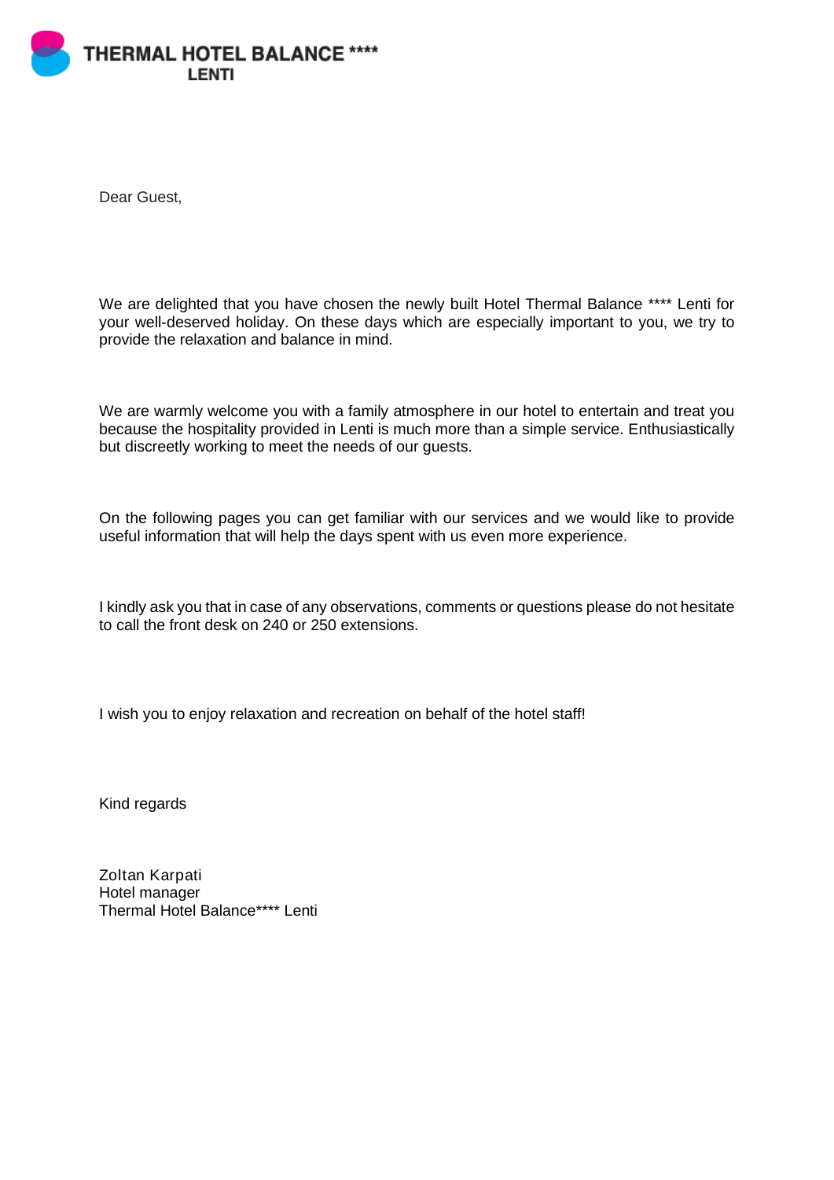**THERMAL HOTEL BALANCE ****
LENTI**

Dear Guest,

We are delighted that you have chosen the newly built Hotel Thermal Balance **** Lenti for your well-deserved holiday. On these days which are especially important to you, we try to provide the relaxation and balance in mind.

We are warmly welcome you with a family atmosphere in our hotel to entertain and treat you because the hospitality provided in Lenti is much more than a simple service. Enthusiastically but discreetly working to meet the needs of our guests.

On the following pages you can get familiar with our services and we would like to provide useful information that will help the days spent with us even more experience.

I kindly ask you that in case of any observations, comments or questions please do not hesitate to call the front desk on 240 or 250 extensions.

I wish you to enjoy relaxation and recreation on behalf of the hotel staff!

Kind regards

Zoltan Karpati
Hotel manager
Thermal Hotel Balance**** Lenti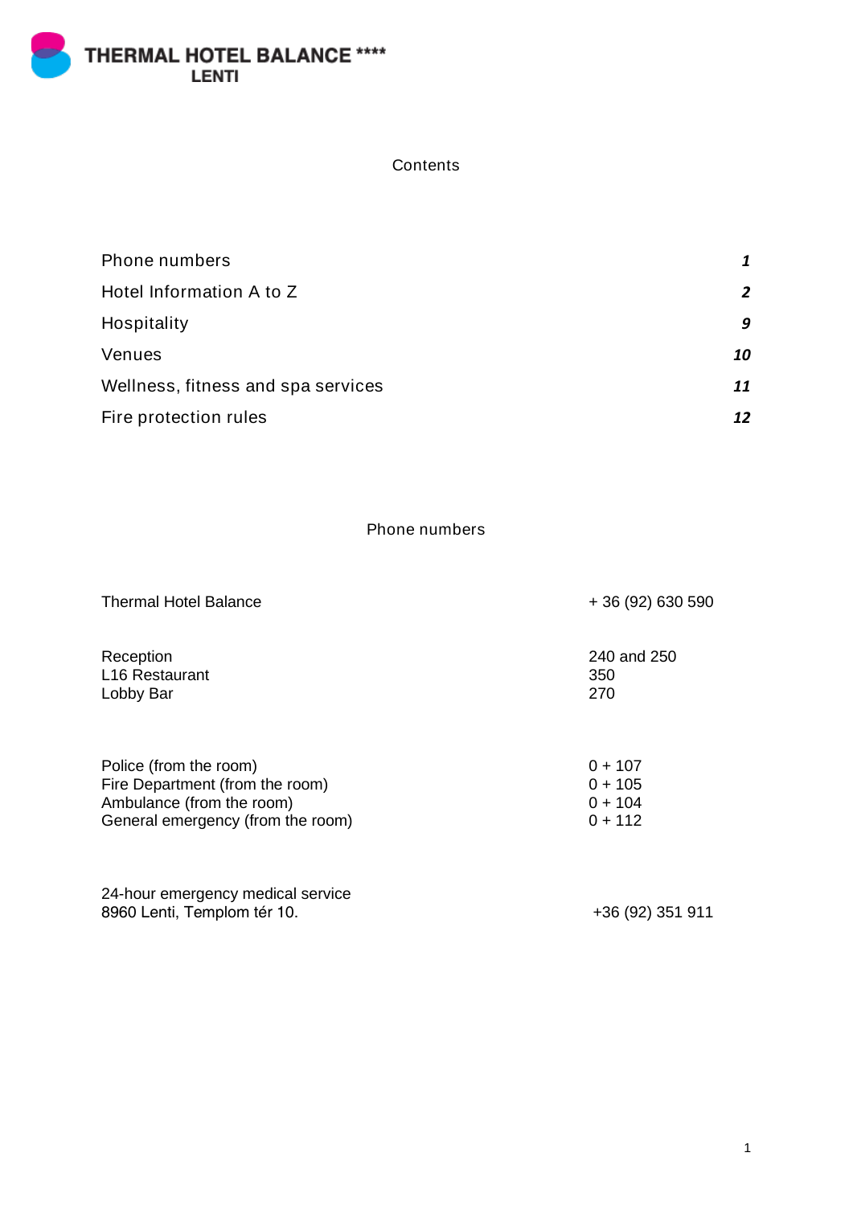**THERMAL HOTEL BALANCE ****
LENTI**

## Contents

| | |
|---|---|
| Phone numbers | *1* |
| Hotel Information A to Z | *2* |
| Hospitality | *9* |
| Venues | *10* |
| Wellness, fitness and spa services | *11* |
| Fire protection rules | *12* |

## Phone numbers

| | |
|---|---|
| Thermal Hotel Balance | + 36 (92) 630 590 |
| Reception | 240 and 250 |
| L16 Restaurant | 350 |
| Lobby Bar | 270 |
| Police (from the room) | 0 + 107 |
| Fire Department (from the room) | 0 + 105 |
| Ambulance (from the room) | 0 + 104 |
| General emergency (from the room) | 0 + 112 |
| 24-hour emergency medical service<br>8960 Lenti, Templom tér 10. | +36 (92) 351 911 |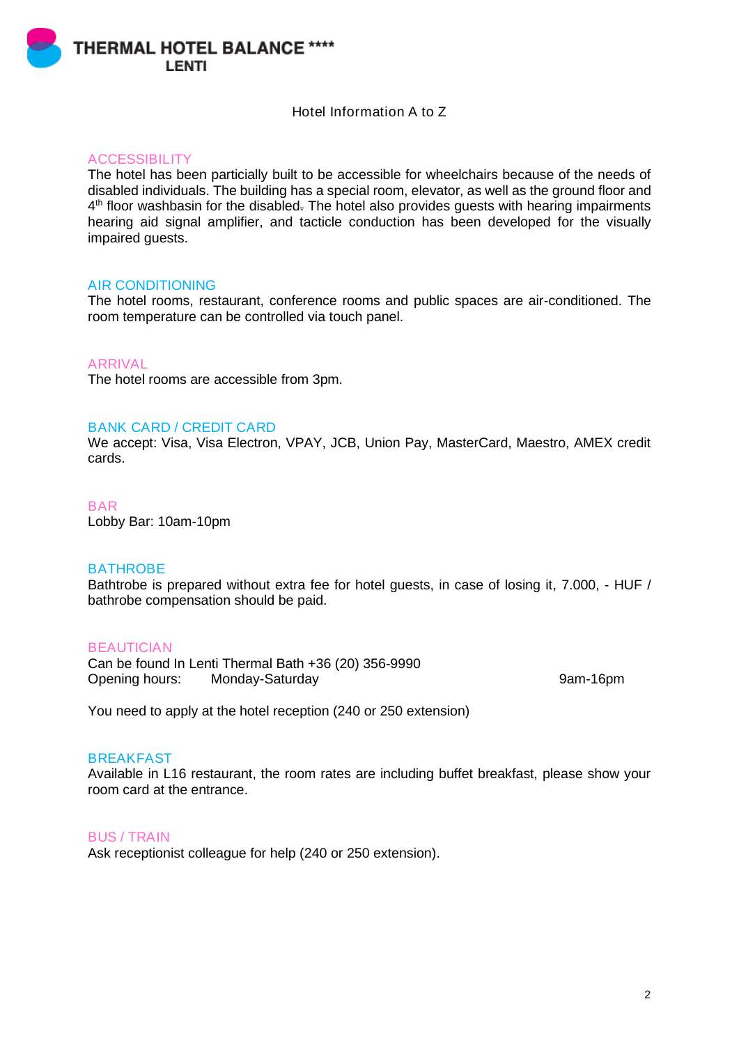# THERMAL HOTEL BALANCE ****
## LENTI

Hotel Information A to Z

### ACCESSIBILITY

The hotel has been particially built to be accessible for wheelchairs because of the needs of disabled individuals. The building has a special room, elevator, as well as the ground floor and 4th floor washbasin for the disabled. The hotel also provides guests with hearing impairments hearing aid signal amplifier, and tacticle conduction has been developed for the visually impaired guests.

### AIR CONDITIONING

The hotel rooms, restaurant, conference rooms and public spaces are air-conditioned. The room temperature can be controlled via touch panel.

### ARRIVAL

The hotel rooms are accessible from 3pm.

### BANK CARD / CREDIT CARD

We accept: Visa, Visa Electron, VPAY, JCB, Union Pay, MasterCard, Maestro, AMEX credit cards.

### BAR

Lobby Bar: 10am-10pm

### BATHROBE

Bathtrobe is prepared without extra fee for hotel guests, in case of losing it, 7.000, - HUF / bathrobe compensation should be paid.

### BEAUTICIAN

Can be found In Lenti Thermal Bath +36 (20) 356-9990

Opening hours: Monday-Saturday 9am-16pm

You need to apply at the hotel reception (240 or 250 extension)

### BREAKFAST

Available in L16 restaurant, the room rates are including buffet breakfast, please show your room card at the entrance.

### BUS / TRAIN

Ask receptionist colleague for help (240 or 250 extension).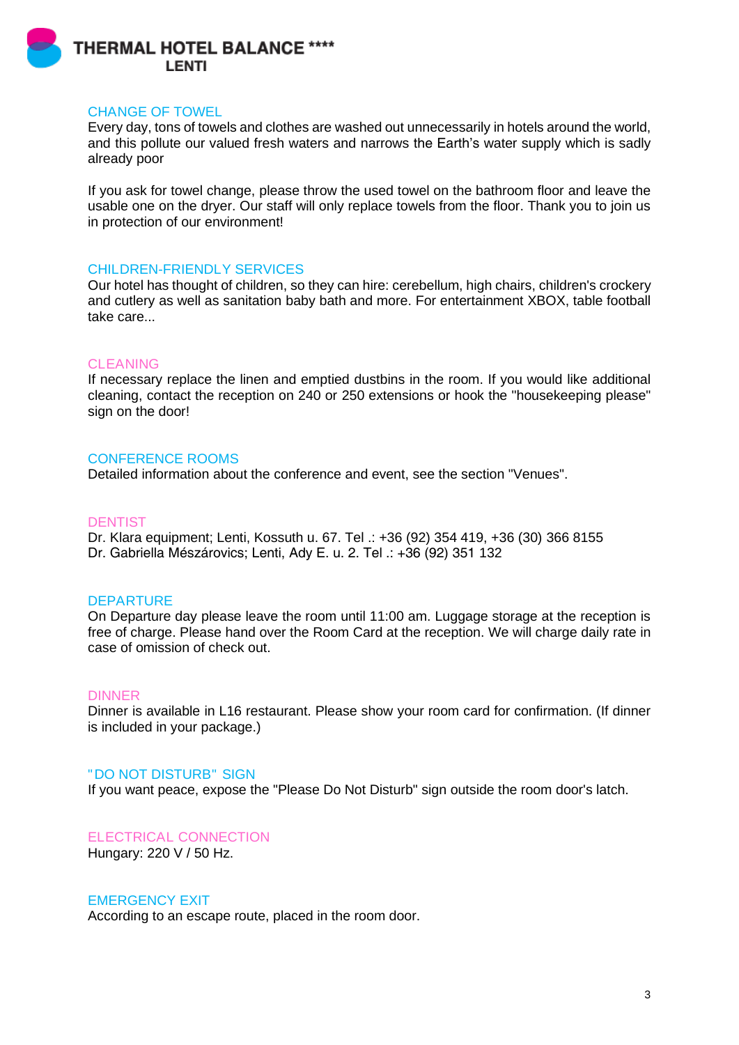## CHANGE OF TOWEL

Every day, tons of towels and clothes are washed out unnecessarily in hotels around the world, and this pollute our valued fresh waters and narrows the Earth's water supply which is sadly already poor

If you ask for towel change, please throw the used towel on the bathroom floor and leave the usable one on the dryer. Our staff will only replace towels from the floor. Thank you to join us in protection of our environment!

## CHILDREN-FRIENDLY SERVICES

Our hotel has thought of children, so they can hire: cerebellum, high chairs, children's crockery and cutlery as well as sanitation baby bath and more. For entertainment XBOX, table football take care...

## CLEANING

If necessary replace the linen and emptied dustbins in the room. If you would like additional cleaning, contact the reception on 240 or 250 extensions or hook the "housekeeping please" sign on the door!

## CONFERENCE ROOMS

Detailed information about the conference and event, see the section "Venues".

## DENTIST

Dr. Klara equipment; Lenti, Kossuth u. 67. Tel .: +36 (92) 354 419, +36 (30) 366 8155
Dr. Gabriella Mészárovics; Lenti, Ady E. u. 2. Tel .: +36 (92) 351 132

## DEPARTURE

On Departure day please leave the room until 11:00 am. Luggage storage at the reception is free of charge. Please hand over the Room Card at the reception. We will charge daily rate in case of omission of check out.

## DINNER

Dinner is available in L16 restaurant. Please show your room card for confirmation. (If dinner is included in your package.)

## "DO NOT DISTURB" SIGN

If you want peace, expose the "Please Do Not Disturb" sign outside the room door's latch.

## ELECTRICAL CONNECTION

Hungary: 220 V / 50 Hz.

## EMERGENCY EXIT

According to an escape route, placed in the room door.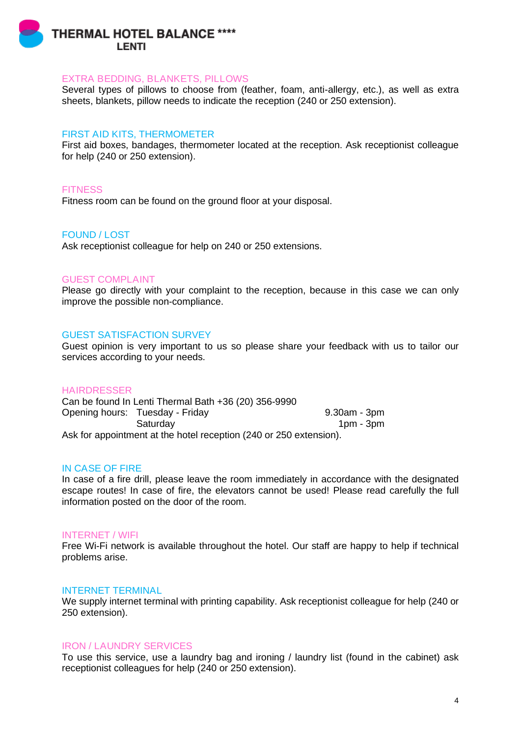## EXTRA BEDDING, BLANKETS, PILLOWS

Several types of pillows to choose from (feather, foam, anti-allergy, etc.), as well as extra sheets, blankets, pillow needs to indicate the reception (240 or 250 extension).

## FIRST AID KITS, THERMOMETER

First aid boxes, bandages, thermometer located at the reception. Ask receptionist colleague for help (240 or 250 extension).

## FITNESS

Fitness room can be found on the ground floor at your disposal.

## FOUND / LOST

Ask receptionist colleague for help on 240 or 250 extensions.

## GUEST COMPLAINT

Please go directly with your complaint to the reception, because in this case we can only improve the possible non-compliance.

## GUEST SATISFACTION SURVEY

Guest opinion is very important to us so please share your feedback with us to tailor our services according to your needs.

## HAIRDRESSER

Can be found In Lenti Thermal Bath +36 (20) 356-9990

| Opening hours: | Tuesday - Friday | 9.30am - 3pm |
|---|---|---|
| | Saturday | 1pm - 3pm |

Ask for appointment at the hotel reception (240 or 250 extension).

## IN CASE OF FIRE

In case of a fire drill, please leave the room immediately in accordance with the designated escape routes! In case of fire, the elevators cannot be used! Please read carefully the full information posted on the door of the room.

## INTERNET / WIFI

Free Wi-Fi network is available throughout the hotel. Our staff are happy to help if technical problems arise.

## INTERNET TERMINAL

We supply internet terminal with printing capability. Ask receptionist colleague for help (240 or 250 extension).

## IRON / LAUNDRY SERVICES

To use this service, use a laundry bag and ironing / laundry list (found in the cabinet) ask receptionist colleagues for help (240 or 250 extension).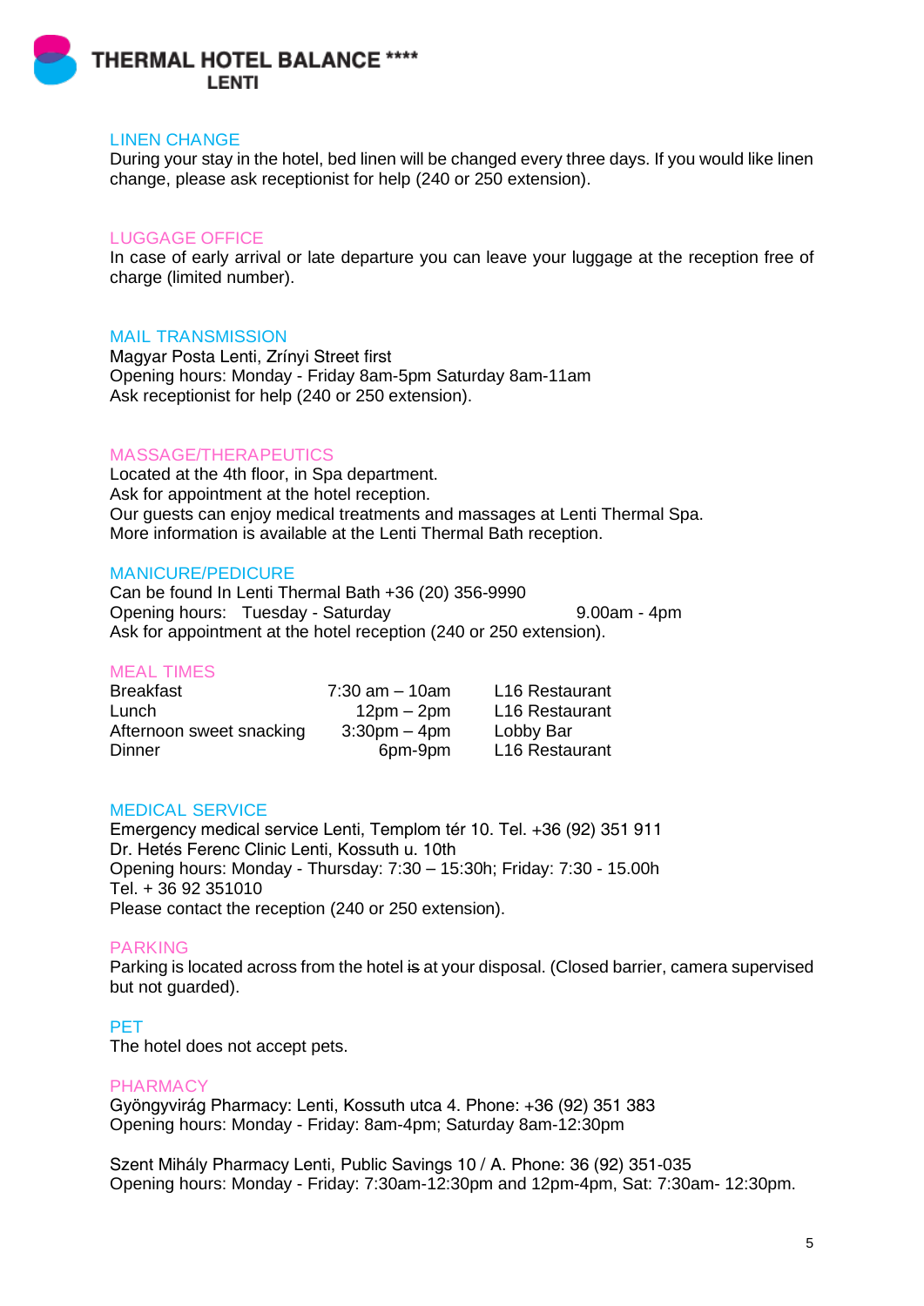## LINEN CHANGE

During your stay in the hotel, bed linen will be changed every three days. If you would like linen change, please ask receptionist for help (240 or 250 extension).

## LUGGAGE OFFICE

In case of early arrival or late departure you can leave your luggage at the reception free of charge (limited number).

## MAIL TRANSMISSION

Magyar Posta Lenti, Zrínyi Street first
Opening hours: Monday - Friday 8am-5pm Saturday 8am-11am
Ask receptionist for help (240 or 250 extension).

## MASSAGE/THERAPEUTICS

Located at the 4th floor, in Spa department.
Ask for appointment at the hotel reception.
Our guests can enjoy medical treatments and massages at Lenti Thermal Spa.
More information is available at the Lenti Thermal Bath reception.

## MANICURE/PEDICURE

Can be found In Lenti Thermal Bath +36 (20) 356-9990
Opening hours: Tuesday - Saturday 9.00am - 4pm
Ask for appointment at the hotel reception (240 or 250 extension).

## MEAL TIMES

| | | |
|---|---|---|
| Breakfast | 7:30 am – 10am | L16 Restaurant |
| Lunch | 12pm – 2pm | L16 Restaurant |
| Afternoon sweet snacking | 3:30pm – 4pm | Lobby Bar |
| Dinner | 6pm-9pm | L16 Restaurant |

## MEDICAL SERVICE

Emergency medical service Lenti, Templom tér 10. Tel. +36 (92) 351 911
Dr. Hetés Ferenc Clinic Lenti, Kossuth u. 10th
Opening hours: Monday - Thursday: 7:30 – 15:30h; Friday: 7:30 - 15.00h
Tel. + 36 92 351010
Please contact the reception (240 or 250 extension).

## PARKING

Parking is located across from the hotel is at your disposal. (Closed barrier, camera supervised but not guarded).

## PET

The hotel does not accept pets.

## PHARMACY

Gyöngyvirág Pharmacy: Lenti, Kossuth utca 4. Phone: +36 (92) 351 383
Opening hours: Monday - Friday: 8am-4pm; Saturday 8am-12:30pm

Szent Mihály Pharmacy Lenti, Public Savings 10 / A. Phone: 36 (92) 351-035
Opening hours: Monday - Friday: 7:30am-12:30pm and 12pm-4pm, Sat: 7:30am- 12:30pm.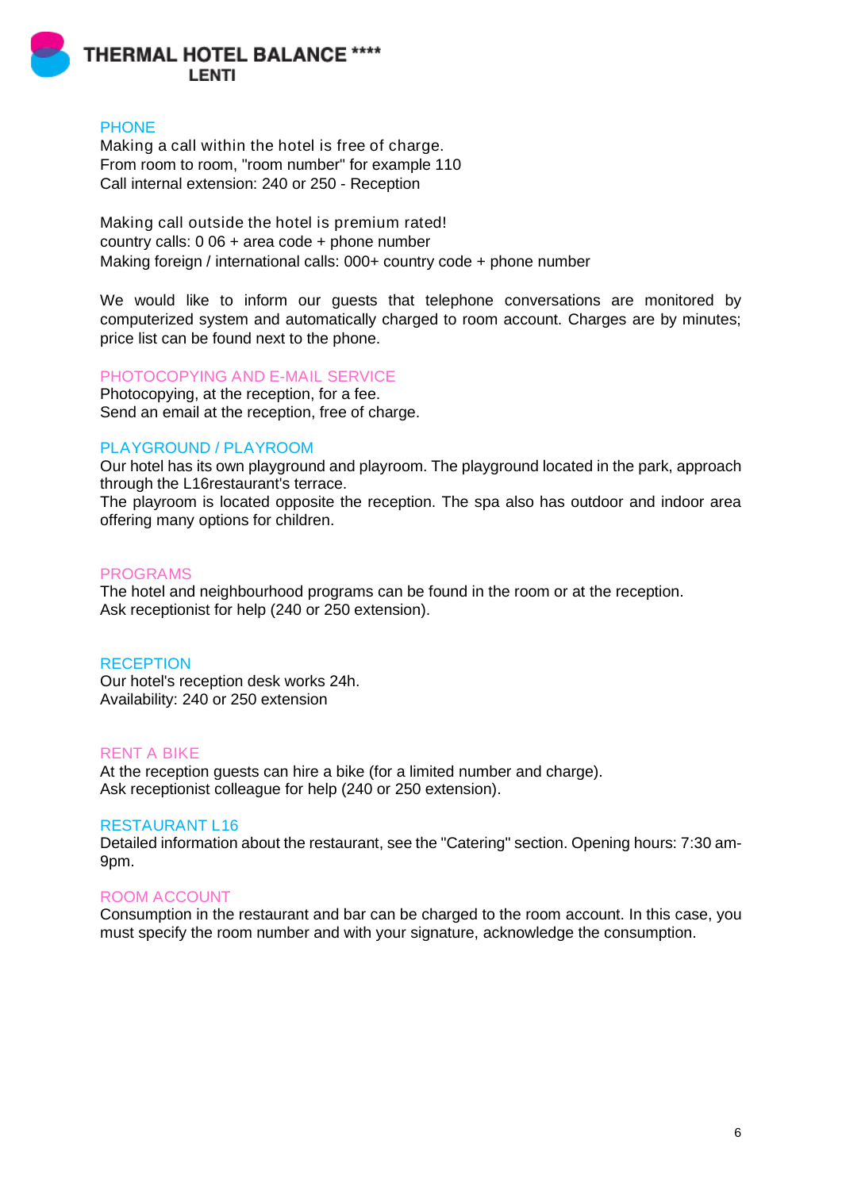## PHONE

Making a call within the hotel is free of charge.
From room to room, "room number" for example 110
Call internal extension: 240 or 250 - Reception

Making call outside the hotel is premium rated!
country calls: 0 06 + area code + phone number
Making foreign / international calls: 000+ country code + phone number

We would like to inform our guests that telephone conversations are monitored by computerized system and automatically charged to room account. Charges are by minutes; price list can be found next to the phone.

## PHOTOCOPYING AND E-MAIL SERVICE

Photocopying, at the reception, for a fee.
Send an email at the reception, free of charge.

## PLAYGROUND / PLAYROOM

Our hotel has its own playground and playroom. The playground located in the park, approach through the L16restaurant's terrace.
The playroom is located opposite the reception. The spa also has outdoor and indoor area offering many options for children.

## PROGRAMS

The hotel and neighbourhood programs can be found in the room or at the reception.
Ask receptionist for help (240 or 250 extension).

## RECEPTION

Our hotel's reception desk works 24h.
Availability: 240 or 250 extension

## RENT A BIKE

At the reception guests can hire a bike (for a limited number and charge).
Ask receptionist colleague for help (240 or 250 extension).

## RESTAURANT L16

Detailed information about the restaurant, see the "Catering" section. Opening hours: 7:30 am-9pm.

## ROOM ACCOUNT

Consumption in the restaurant and bar can be charged to the room account. In this case, you must specify the room number and with your signature, acknowledge the consumption.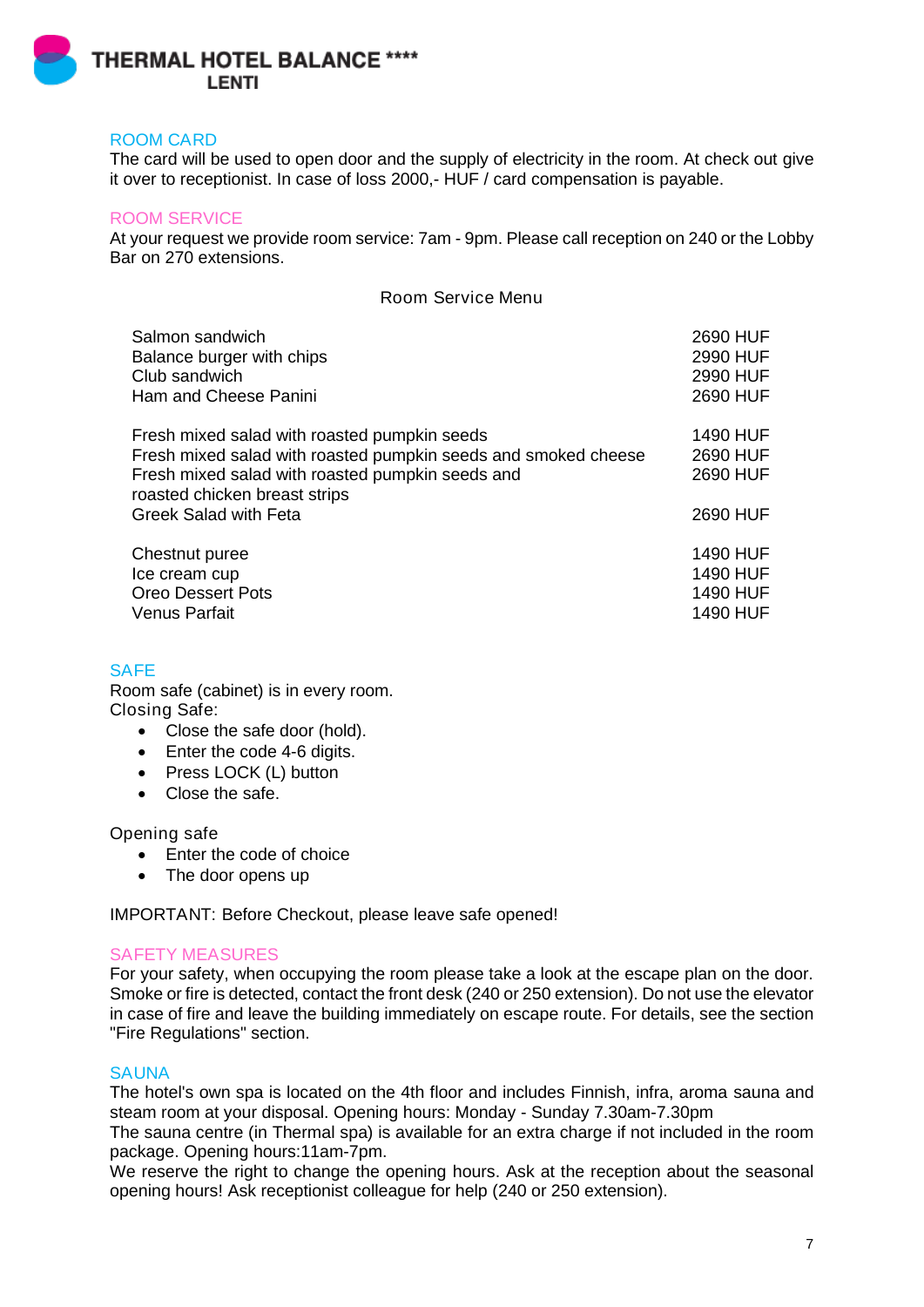## ROOM CARD

The card will be used to open door and the supply of electricity in the room. At check out give it over to receptionist. In case of loss 2000,- HUF / card compensation is payable.

## ROOM SERVICE

At your request we provide room service: 7am - 9pm. Please call reception on 240 or the Lobby Bar on 270 extensions.

### Room Service Menu

| | |
|---|---|
| Salmon sandwich | 2690 HUF |
| Balance burger with chips | 2990 HUF |
| Club sandwich | 2990 HUF |
| Ham and Cheese Panini | 2690 HUF |
| | |
| Fresh mixed salad with roasted pumpkin seeds | 1490 HUF |
| Fresh mixed salad with roasted pumpkin seeds and smoked cheese | 2690 HUF |
| Fresh mixed salad with roasted pumpkin seeds and roasted chicken breast strips | 2690 HUF |
| Greek Salad with Feta | 2690 HUF |
| | |
| Chestnut puree | 1490 HUF |
| Ice cream cup | 1490 HUF |
| Oreo Dessert Pots | 1490 HUF |
| Venus Parfait | 1490 HUF |

## SAFE

Room safe (cabinet) is in every room.
Closing Safe:

- Close the safe door (hold).
- Enter the code 4-6 digits.
- Press LOCK (L) button
- Close the safe.

Opening safe

- Enter the code of choice
- The door opens up

IMPORTANT: Before Checkout, please leave safe opened!

## SAFETY MEASURES

For your safety, when occupying the room please take a look at the escape plan on the door. Smoke or fire is detected, contact the front desk (240 or 250 extension). Do not use the elevator in case of fire and leave the building immediately on escape route. For details, see the section "Fire Regulations" section.

## SAUNA

The hotel's own spa is located on the 4th floor and includes Finnish, infra, aroma sauna and steam room at your disposal. Opening hours: Monday - Sunday 7.30am-7.30pm
The sauna centre (in Thermal spa) is available for an extra charge if not included in the room package. Opening hours:11am-7pm.
We reserve the right to change the opening hours. Ask at the reception about the seasonal opening hours! Ask receptionist colleague for help (240 or 250 extension).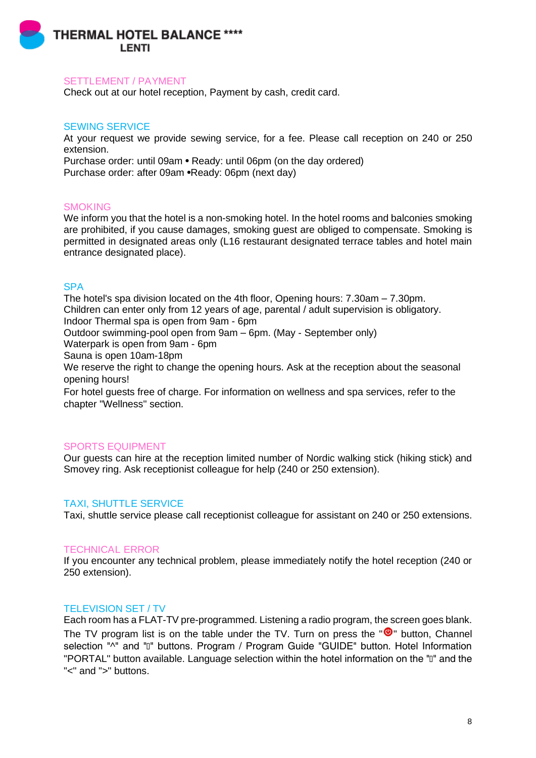## SETTLEMENT / PAYMENT

Check out at our hotel reception, Payment by cash, credit card.

## SEWING SERVICE

At your request we provide sewing service, for a fee. Please call reception on 240 or 250 extension.

Purchase order: until 09am • Ready: until 06pm (on the day ordered)

Purchase order: after 09am •Ready: 06pm (next day)

## SMOKING

We inform you that the hotel is a non-smoking hotel. In the hotel rooms and balconies smoking are prohibited, if you cause damages, smoking guest are obliged to compensate. Smoking is permitted in designated areas only (L16 restaurant designated terrace tables and hotel main entrance designated place).

## SPA

The hotel's spa division located on the 4th floor, Opening hours: 7.30am – 7.30pm.

Children can enter only from 12 years of age, parental / adult supervision is obligatory.

Indoor Thermal spa is open from 9am - 6pm

Outdoor swimming-pool open from 9am – 6pm. (May - September only)

Waterpark is open from 9am - 6pm

Sauna is open 10am-18pm

We reserve the right to change the opening hours. Ask at the reception about the seasonal opening hours!

For hotel guests free of charge. For information on wellness and spa services, refer to the chapter "Wellness" section.

## SPORTS EQUIPMENT

Our guests can hire at the reception limited number of Nordic walking stick (hiking stick) and Smovey ring. Ask receptionist colleague for help (240 or 250 extension).

## TAXI, SHUTTLE SERVICE

Taxi, shuttle service please call receptionist colleague for assistant on 240 or 250 extensions.

## TECHNICAL ERROR

If you encounter any technical problem, please immediately notify the hotel reception (240 or 250 extension).

## TELEVISION SET / TV

Each room has a FLAT-TV pre-programmed. Listening a radio program, the screen goes blank. The TV program list is on the table under the TV. Turn on press the "⏻" button, Channel selection "^" and "" buttons. Program / Program Guide "GUIDE" button. Hotel Information "PORTAL" button available. Language selection within the hotel information on the "" and the "<" and ">" buttons.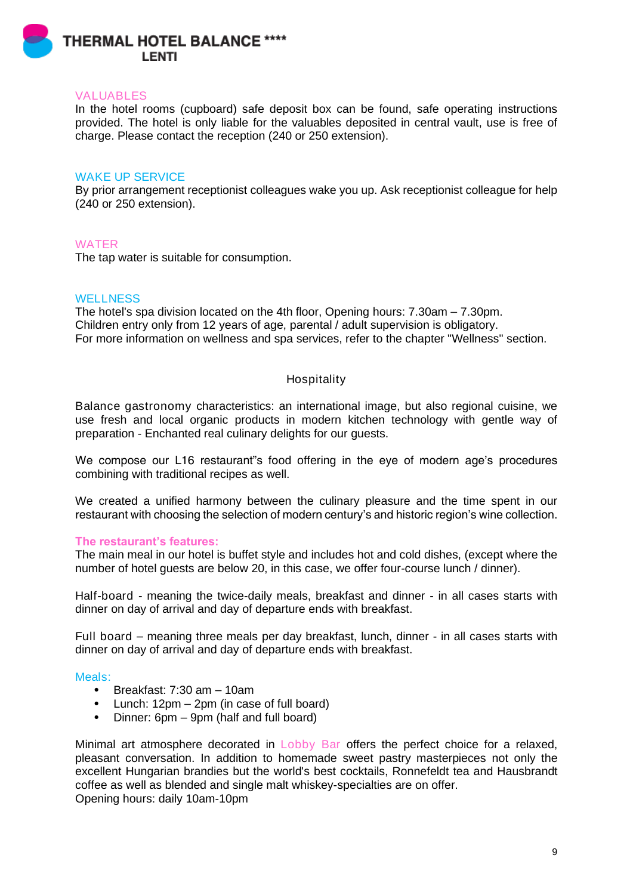## VALUABLES

In the hotel rooms (cupboard) safe deposit box can be found, safe operating instructions provided. The hotel is only liable for the valuables deposited in central vault, use is free of charge. Please contact the reception (240 or 250 extension).

## WAKE UP SERVICE

By prior arrangement receptionist colleagues wake you up. Ask receptionist colleague for help (240 or 250 extension).

## WATER

The tap water is suitable for consumption.

## WELLNESS

The hotel's spa division located on the 4th floor, Opening hours: 7.30am – 7.30pm.
Children entry only from 12 years of age, parental / adult supervision is obligatory.
For more information on wellness and spa services, refer to the chapter "Wellness" section.

# Hospitality

Balance gastronomy characteristics: an international image, but also regional cuisine, we use fresh and local organic products in modern kitchen technology with gentle way of preparation - Enchanted real culinary delights for our guests.

We compose our L16 restaurant"s food offering in the eye of modern age's procedures combining with traditional recipes as well.

We created a unified harmony between the culinary pleasure and the time spent in our restaurant with choosing the selection of modern century's and historic region's wine collection.

**The restaurant's features:**

The main meal in our hotel is buffet style and includes hot and cold dishes, (except where the number of hotel guests are below 20, in this case, we offer four-course lunch / dinner).

Half-board - meaning the twice-daily meals, breakfast and dinner - in all cases starts with dinner on day of arrival and day of departure ends with breakfast.

Full board – meaning three meals per day breakfast, lunch, dinner - in all cases starts with dinner on day of arrival and day of departure ends with breakfast.

### Meals:

- Breakfast: 7:30 am – 10am
- Lunch: 12pm – 2pm (in case of full board)
- Dinner: 6pm – 9pm (half and full board)

Minimal art atmosphere decorated in Lobby Bar offers the perfect choice for a relaxed, pleasant conversation. In addition to homemade sweet pastry masterpieces not only the excellent Hungarian brandies but the world's best cocktails, Ronnefeldt tea and Hausbrandt coffee as well as blended and single malt whiskey-specialties are on offer.
Opening hours: daily 10am-10pm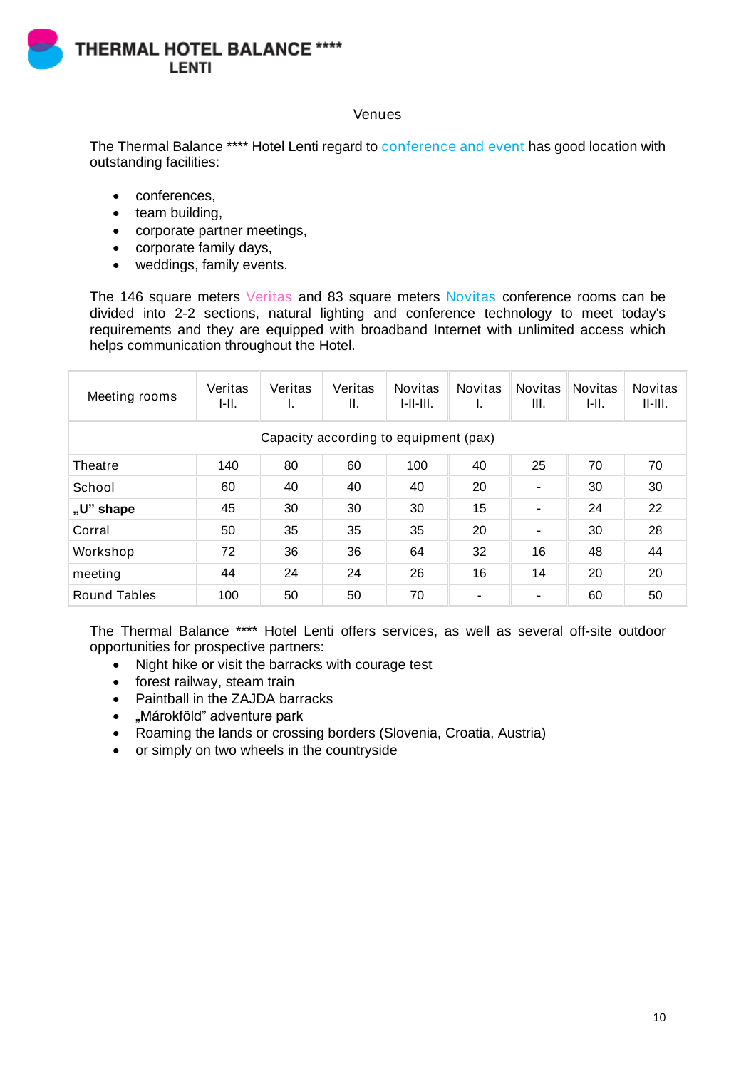## Venues

The Thermal Balance **** Hotel Lenti regard to conference and event has good location with outstanding facilities:

- conferences,
- team building,
- corporate partner meetings,
- corporate family days,
- weddings, family events.

The 146 square meters Veritas and 83 square meters Novitas conference rooms can be divided into 2-2 sections, natural lighting and conference technology to meet today's requirements and they are equipped with broadband Internet with unlimited access which helps communication throughout the Hotel.

| Meeting rooms | Veritas I-II. | Veritas I. | Veritas II. | Novitas I-II-III. | Novitas I. | Novitas III. | Novitas I-II. | Novitas II-III. |
|---|---|---|---|---|---|---|---|---|
| Capacity according to equipment (pax) | | | | | | | | |
| Theatre | 140 | 80 | 60 | 100 | 40 | 25 | 70 | 70 |
| School | 60 | 40 | 40 | 40 | 20 | - | 30 | 30 |
| **„U" shape** | 45 | 30 | 30 | 30 | 15 | - | 24 | 22 |
| Corral | 50 | 35 | 35 | 35 | 20 | - | 30 | 28 |
| Workshop | 72 | 36 | 36 | 64 | 32 | 16 | 48 | 44 |
| meeting | 44 | 24 | 24 | 26 | 16 | 14 | 20 | 20 |
| Round Tables | 100 | 50 | 50 | 70 | - | - | 60 | 50 |

The Thermal Balance **** Hotel Lenti offers services, as well as several off-site outdoor opportunities for prospective partners:

- Night hike or visit the barracks with courage test
- forest railway, steam train
- Paintball in the ZAJDA barracks
- „Márokföld" adventure park
- Roaming the lands or crossing borders (Slovenia, Croatia, Austria)
- or simply on two wheels in the countryside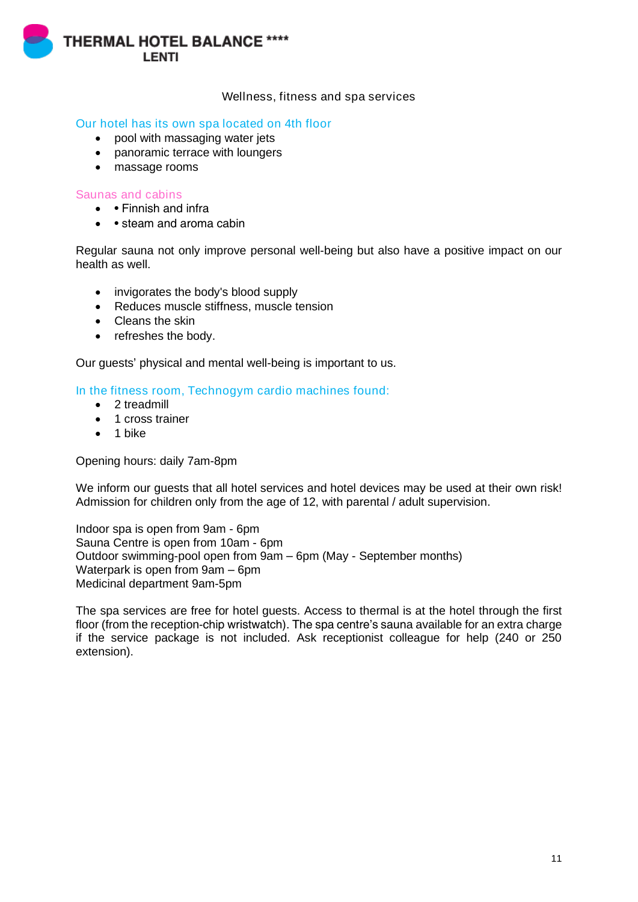Wellness, fitness and spa services

## Our hotel has its own spa located on 4th floor

- pool with massaging water jets
- panoramic terrace with loungers
- massage rooms

## Saunas and cabins

- • Finnish and infra
- • steam and aroma cabin

Regular sauna not only improve personal well-being but also have a positive impact on our health as well.

- invigorates the body's blood supply
- Reduces muscle stiffness, muscle tension
- Cleans the skin
- refreshes the body.

Our guests' physical and mental well-being is important to us.

## In the fitness room, Technogym cardio machines found:

- 2 treadmill
- 1 cross trainer
- 1 bike

Opening hours: daily 7am-8pm

We inform our guests that all hotel services and hotel devices may be used at their own risk! Admission for children only from the age of 12, with parental / adult supervision.

Indoor spa is open from 9am - 6pm
Sauna Centre is open from 10am - 6pm
Outdoor swimming-pool open from 9am – 6pm (May - September months)
Waterpark is open from 9am – 6pm
Medicinal department 9am-5pm

The spa services are free for hotel guests. Access to thermal is at the hotel through the first floor (from the reception-chip wristwatch). The spa centre's sauna available for an extra charge if the service package is not included. Ask receptionist colleague for help (240 or 250 extension).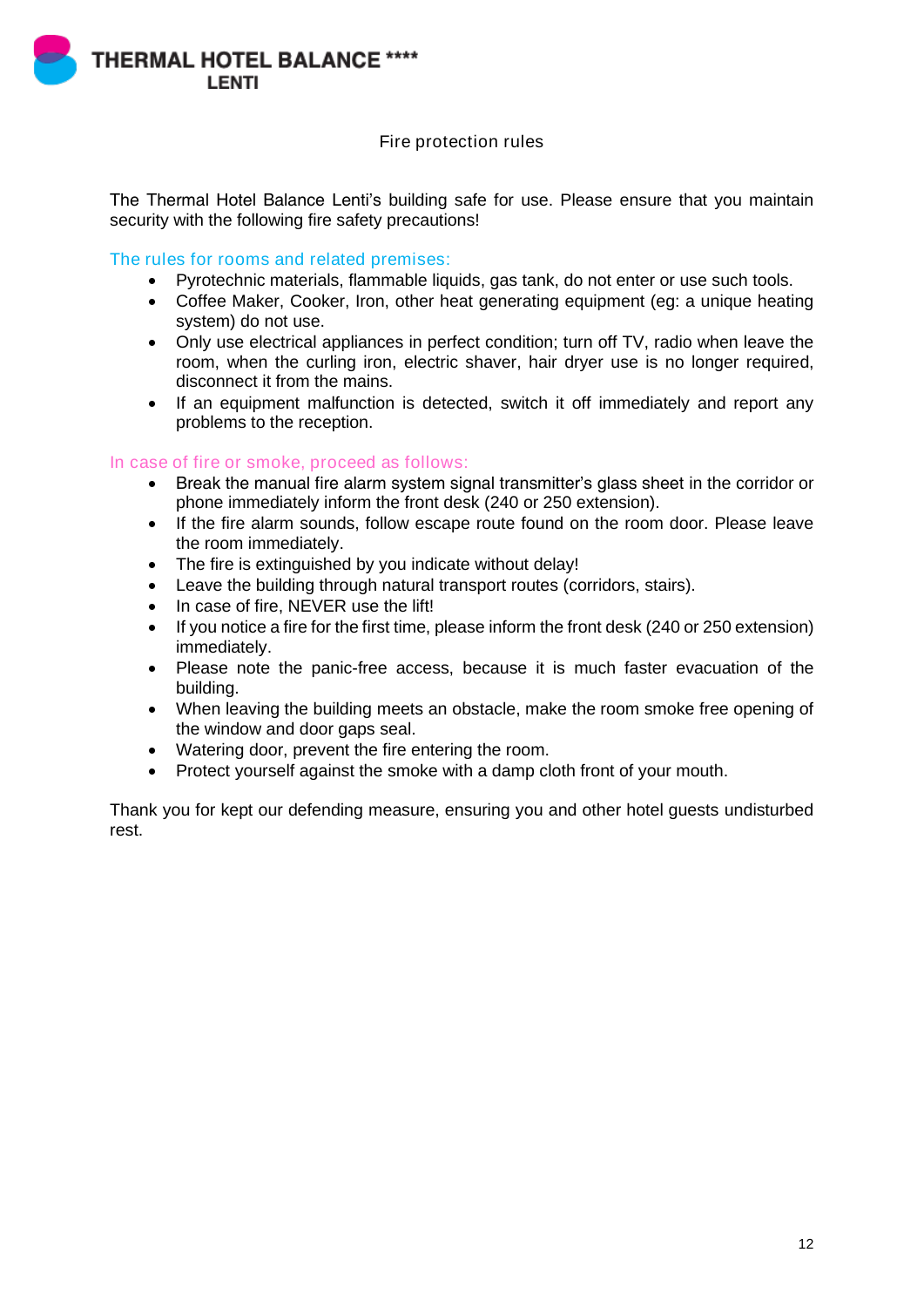THERMAL HOTEL BALANCE ****
LENTI

# Fire protection rules

The Thermal Hotel Balance Lenti's building safe for use. Please ensure that you maintain security with the following fire safety precautions!

## The rules for rooms and related premises:

- Pyrotechnic materials, flammable liquids, gas tank, do not enter or use such tools.
- Coffee Maker, Cooker, Iron, other heat generating equipment (eg: a unique heating system) do not use.
- Only use electrical appliances in perfect condition; turn off TV, radio when leave the room, when the curling iron, electric shaver, hair dryer use is no longer required, disconnect it from the mains.
- If an equipment malfunction is detected, switch it off immediately and report any problems to the reception.

## In case of fire or smoke, proceed as follows:

- Break the manual fire alarm system signal transmitter's glass sheet in the corridor or phone immediately inform the front desk (240 or 250 extension).
- If the fire alarm sounds, follow escape route found on the room door. Please leave the room immediately.
- The fire is extinguished by you indicate without delay!
- Leave the building through natural transport routes (corridors, stairs).
- In case of fire, NEVER use the lift!
- If you notice a fire for the first time, please inform the front desk (240 or 250 extension) immediately.
- Please note the panic-free access, because it is much faster evacuation of the building.
- When leaving the building meets an obstacle, make the room smoke free opening of the window and door gaps seal.
- Watering door, prevent the fire entering the room.
- Protect yourself against the smoke with a damp cloth front of your mouth.

Thank you for kept our defending measure, ensuring you and other hotel guests undisturbed rest.